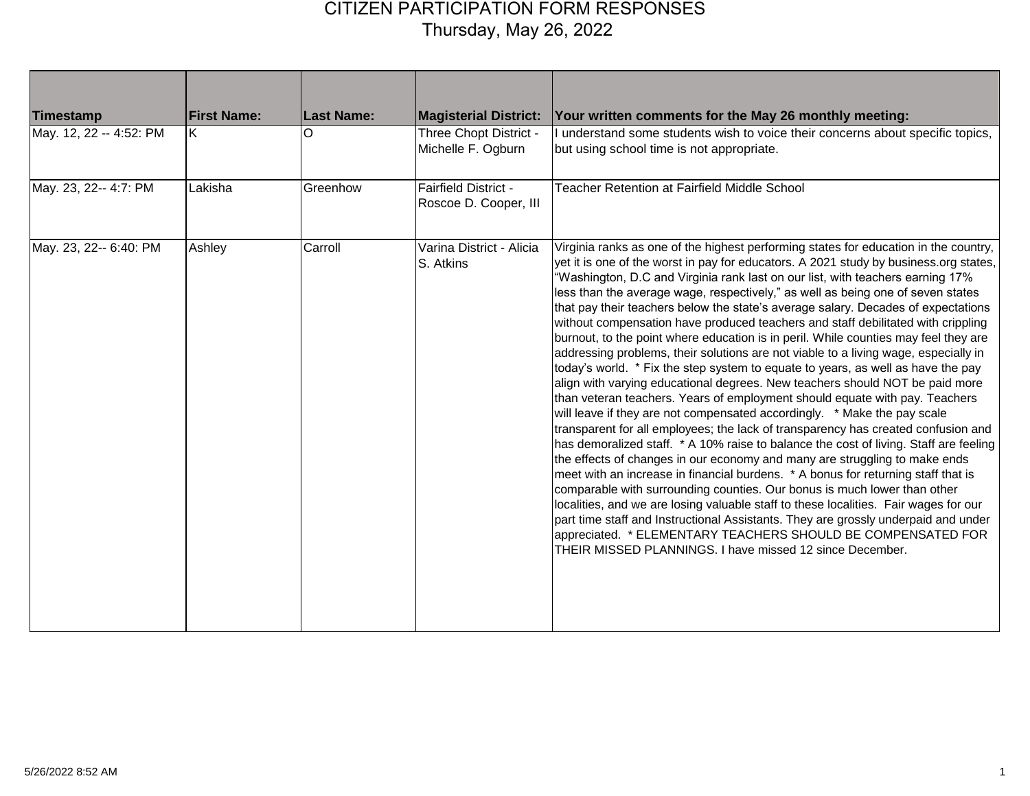# CITIZEN PARTICIPATION FORM RESPONSES
Thursday, May 26, 2022

| Timestamp | First Name: | Last Name: | Magisterial District: | Your written comments for the May 26 monthly meeting: |
|---|---|---|---|---|
| May. 12, 22 -- 4:52: PM | K | O | Three Chopt District - Michelle F. Ogburn | I understand some students wish to voice their concerns about specific topics, but using school time is not appropriate. |
| May. 23, 22-- 4:7: PM | Lakisha | Greenhow | Fairfield District - Roscoe D. Cooper, III | Teacher Retention at Fairfield Middle School |
| May. 23, 22-- 6:40: PM | Ashley | Carroll | Varina District - Alicia S. Atkins | Virginia ranks as one of the highest performing states for education in the country, yet it is one of the worst in pay for educators. A 2021 study by business.org states, "Washington, D.C and Virginia rank last on our list, with teachers earning 17% less than the average wage, respectively," as well as being one of seven states that pay their teachers below the state's average salary. Decades of expectations without compensation have produced teachers and staff debilitated with crippling burnout, to the point where education is in peril. While counties may feel they are addressing problems, their solutions are not viable to a living wage, especially in today's world. * Fix the step system to equate to years, as well as have the pay align with varying educational degrees. New teachers should NOT be paid more than veteran teachers. Years of employment should equate with pay. Teachers will leave if they are not compensated accordingly. * Make the pay scale transparent for all employees; the lack of transparency has created confusion and has demoralized staff. * A 10% raise to balance the cost of living. Staff are feeling the effects of changes in our economy and many are struggling to make ends meet with an increase in financial burdens. * A bonus for returning staff that is comparable with surrounding counties. Our bonus is much lower than other localities, and we are losing valuable staff to these localities. Fair wages for our part time staff and Instructional Assistants. They are grossly underpaid and under appreciated. * ELEMENTARY TEACHERS SHOULD BE COMPENSATED FOR THEIR MISSED PLANNINGS. I have missed 12 since December. |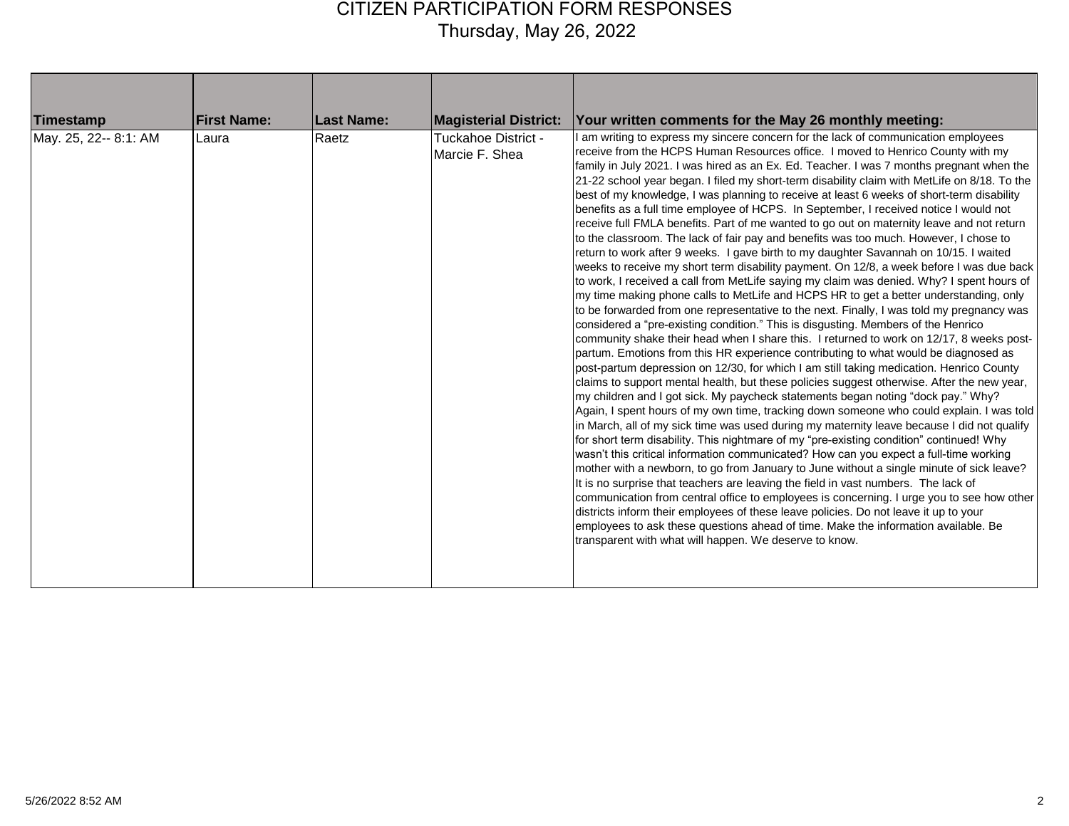# CITIZEN PARTICIPATION FORM RESPONSES

## Thursday, May 26, 2022

| Timestamp | First Name: | Last Name: | Magisterial District: | Your written comments for the May 26 monthly meeting: |
|---|---|---|---|---|
| May. 25, 22-- 8:1: AM | Laura | Raetz | Tuckahoe District - Marcie F. Shea | I am writing to express my sincere concern for the lack of communication employees receive from the HCPS Human Resources office. I moved to Henrico County with my family in July 2021. I was hired as an Ex. Ed. Teacher. I was 7 months pregnant when the 21-22 school year began. I filed my short-term disability claim with MetLife on 8/18. To the best of my knowledge, I was planning to receive at least 6 weeks of short-term disability benefits as a full time employee of HCPS. In September, I received notice I would not receive full FMLA benefits. Part of me wanted to go out on maternity leave and not return to the classroom. The lack of fair pay and benefits was too much. However, I chose to return to work after 9 weeks. I gave birth to my daughter Savannah on 10/15. I waited weeks to receive my short term disability payment. On 12/8, a week before I was due back to work, I received a call from MetLife saying my claim was denied. Why? I spent hours of my time making phone calls to MetLife and HCPS HR to get a better understanding, only to be forwarded from one representative to the next. Finally, I was told my pregnancy was considered a "pre-existing condition." This is disgusting. Members of the Henrico community shake their head when I share this. I returned to work on 12/17, 8 weeks post-partum. Emotions from this HR experience contributing to what would be diagnosed as post-partum depression on 12/30, for which I am still taking medication. Henrico County claims to support mental health, but these policies suggest otherwise. After the new year, my children and I got sick. My paycheck statements began noting "dock pay." Why? Again, I spent hours of my own time, tracking down someone who could explain. I was told in March, all of my sick time was used during my maternity leave because I did not qualify for short term disability. This nightmare of my "pre-existing condition" continued! Why wasn't this critical information communicated? How can you expect a full-time working mother with a newborn, to go from January to June without a single minute of sick leave? It is no surprise that teachers are leaving the field in vast numbers. The lack of communication from central office to employees is concerning. I urge you to see how other districts inform their employees of these leave policies. Do not leave it up to your employees to ask these questions ahead of time. Make the information available. Be transparent with what will happen. We deserve to know. |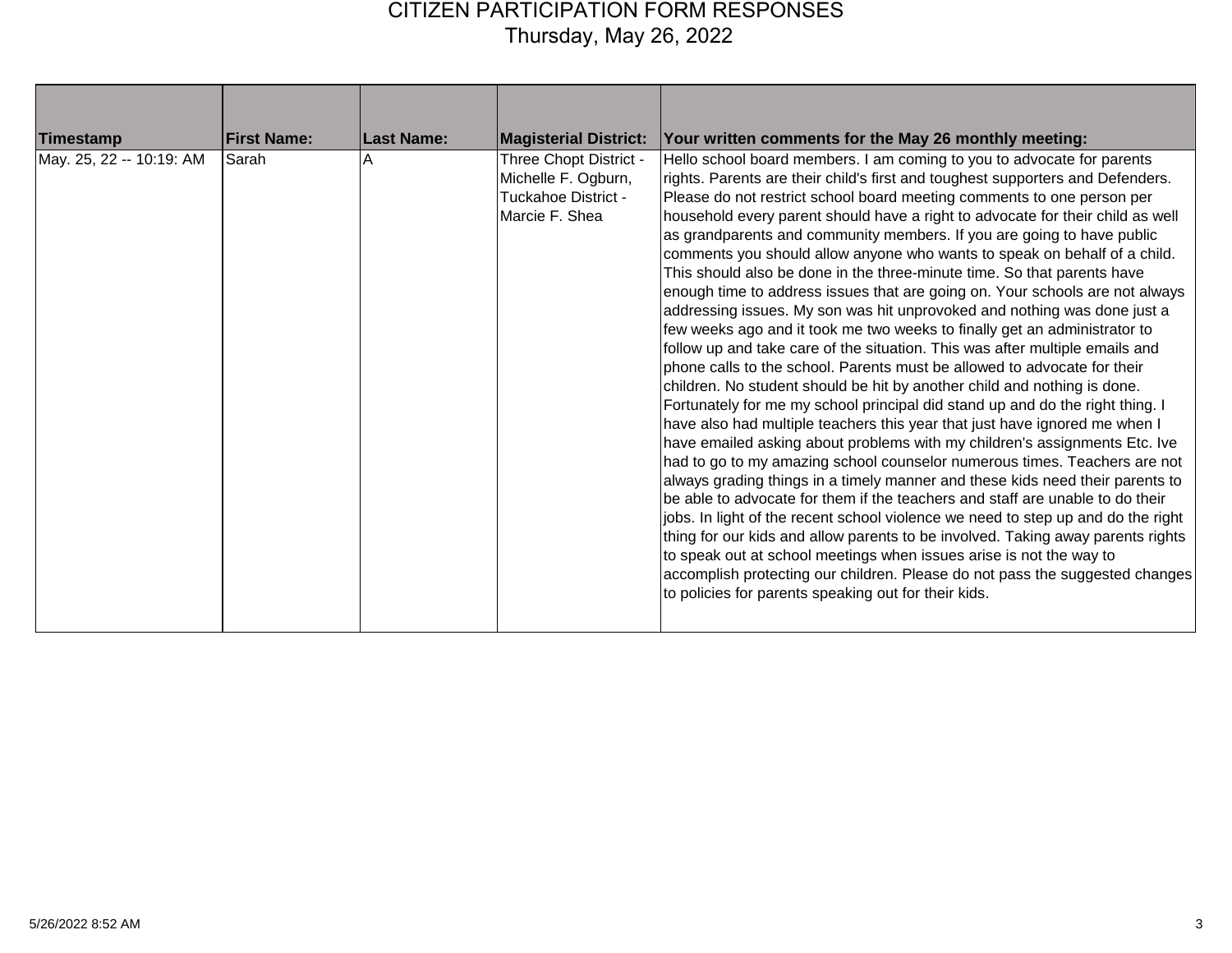# CITIZEN PARTICIPATION FORM RESPONSES
## Thursday, May 26, 2022

| Timestamp | First Name: | Last Name: | Magisterial District: | Your written comments for the May 26 monthly meeting: |
|---|---|---|---|---|
| May. 25, 22 -- 10:19: AM | Sarah | A | Three Chopt District - Michelle F. Ogburn, Tuckahoe District - Marcie F. Shea | Hello school board members. I am coming to you to advocate for parents rights. Parents are their child's first and toughest supporters and Defenders. Please do not restrict school board meeting comments to one person per household every parent should have a right to advocate for their child as well as grandparents and community members. If you are going to have public comments you should allow anyone who wants to speak on behalf of a child. This should also be done in the three-minute time. So that parents have enough time to address issues that are going on. Your schools are not always addressing issues. My son was hit unprovoked and nothing was done just a few weeks ago and it took me two weeks to finally get an administrator to follow up and take care of the situation. This was after multiple emails and phone calls to the school. Parents must be allowed to advocate for their children. No student should be hit by another child and nothing is done. Fortunately for me my school principal did stand up and do the right thing. I have also had multiple teachers this year that just have ignored me when I have emailed asking about problems with my children's assignments Etc. Ive had to go to my amazing school counselor numerous times. Teachers are not always grading things in a timely manner and these kids need their parents to be able to advocate for them if the teachers and staff are unable to do their jobs. In light of the recent school violence we need to step up and do the right thing for our kids and allow parents to be involved. Taking away parents rights to speak out at school meetings when issues arise is not the way to accomplish protecting our children. Please do not pass the suggested changes to policies for parents speaking out for their kids. |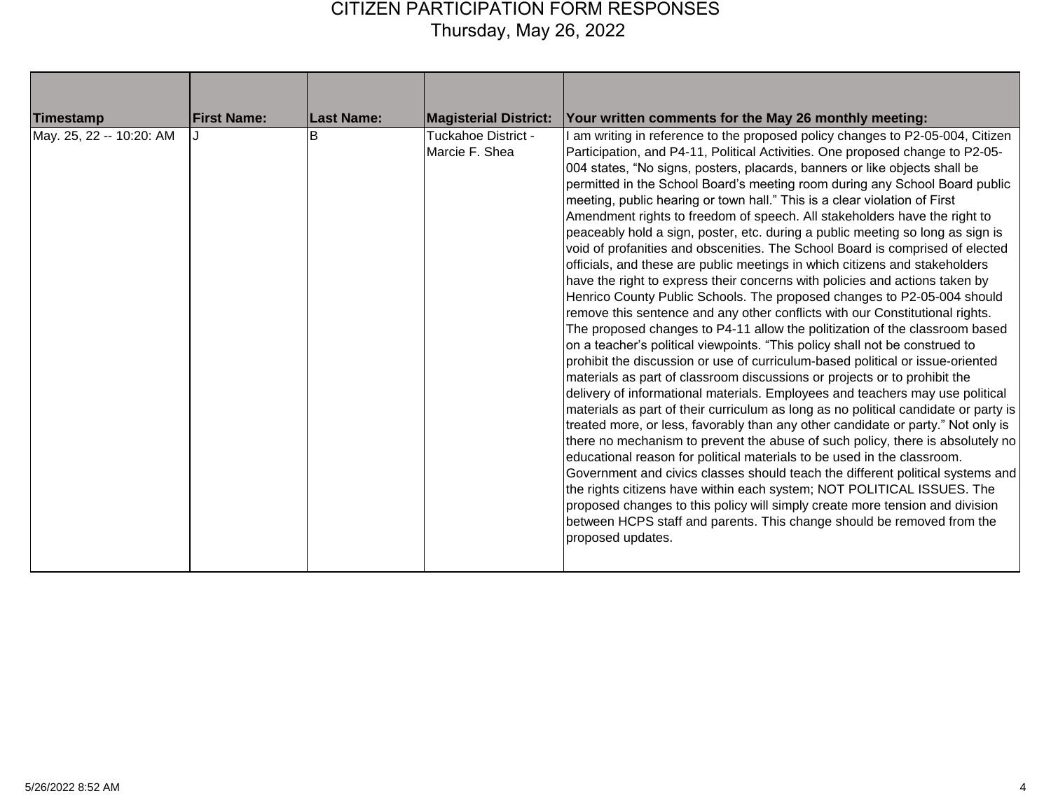# CITIZEN PARTICIPATION FORM RESPONSES

Thursday, May 26, 2022

| Timestamp | First Name: | Last Name: | Magisterial District: | Your written comments for the May 26 monthly meeting: |
|---|---|---|---|---|
| May. 25, 22 -- 10:20: AM | J | B | Tuckahoe District - Marcie F. Shea | I am writing in reference to the proposed policy changes to P2-05-004, Citizen Participation, and P4-11, Political Activities. One proposed change to P2-05-004 states, "No signs, posters, placards, banners or like objects shall be permitted in the School Board's meeting room during any School Board public meeting, public hearing or town hall." This is a clear violation of First Amendment rights to freedom of speech. All stakeholders have the right to peaceably hold a sign, poster, etc. during a public meeting so long as sign is void of profanities and obscenities. The School Board is comprised of elected officials, and these are public meetings in which citizens and stakeholders have the right to express their concerns with policies and actions taken by Henrico County Public Schools. The proposed changes to P2-05-004 should remove this sentence and any other conflicts with our Constitutional rights. The proposed changes to P4-11 allow the politization of the classroom based on a teacher's political viewpoints. "This policy shall not be construed to prohibit the discussion or use of curriculum-based political or issue-oriented materials as part of classroom discussions or projects or to prohibit the delivery of informational materials. Employees and teachers may use political materials as part of their curriculum as long as no political candidate or party is treated more, or less, favorably than any other candidate or party." Not only is there no mechanism to prevent the abuse of such policy, there is absolutely no educational reason for political materials to be used in the classroom. Government and civics classes should teach the different political systems and the rights citizens have within each system; NOT POLITICAL ISSUES. The proposed changes to this policy will simply create more tension and division between HCPS staff and parents. This change should be removed from the proposed updates. |